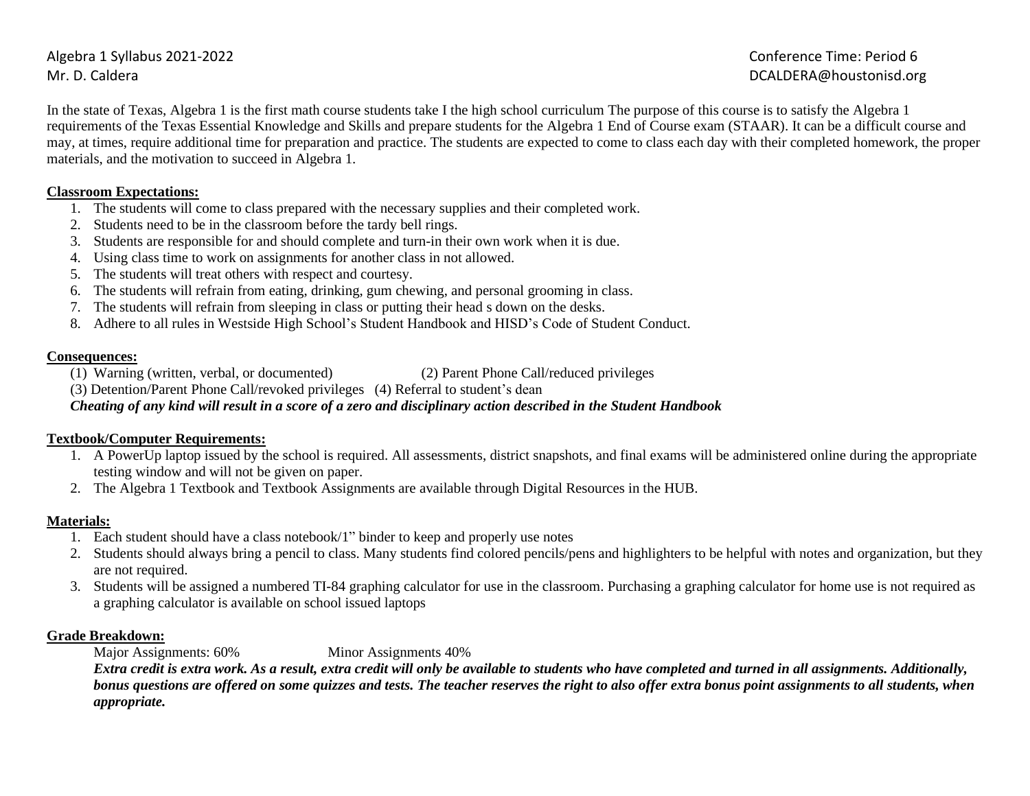Algebra 1 Syllabus 2021-2022
Mr. D. Caldera

Conference Time: Period 6
DCALDERA@houstonisd.org

In the state of Texas, Algebra 1 is the first math course students take I the high school curriculum The purpose of this course is to satisfy the Algebra 1 requirements of the Texas Essential Knowledge and Skills and prepare students for the Algebra 1 End of Course exam (STAAR). It can be a difficult course and may, at times, require additional time for preparation and practice. The students are expected to come to class each day with their completed homework, the proper materials, and the motivation to succeed in Algebra 1.

**Classroom Expectations:**

1. The students will come to class prepared with the necessary supplies and their completed work.
2. Students need to be in the classroom before the tardy bell rings.
3. Students are responsible for and should complete and turn-in their own work when it is due.
4. Using class time to work on assignments for another class in not allowed.
5. The students will treat others with respect and courtesy.
6. The students will refrain from eating, drinking, gum chewing, and personal grooming in class.
7. The students will refrain from sleeping in class or putting their head s down on the desks.
8. Adhere to all rules in Westside High School's Student Handbook and HISD's Code of Student Conduct.

**Consequences:**

(1) Warning (written, verbal, or documented) (2) Parent Phone Call/reduced privileges
(3) Detention/Parent Phone Call/revoked privileges (4) Referral to student's dean

***Cheating of any kind will result in a score of a zero and disciplinary action described in the Student Handbook***

**Textbook/Computer Requirements:**

1. A PowerUp laptop issued by the school is required. All assessments, district snapshots, and final exams will be administered online during the appropriate testing window and will not be given on paper.
2. The Algebra 1 Textbook and Textbook Assignments are available through Digital Resources in the HUB.

**Materials:**

1. Each student should have a class notebook/1" binder to keep and properly use notes
2. Students should always bring a pencil to class. Many students find colored pencils/pens and highlighters to be helpful with notes and organization, but they are not required.
3. Students will be assigned a numbered TI-84 graphing calculator for use in the classroom. Purchasing a graphing calculator for home use is not required as a graphing calculator is available on school issued laptops

**Grade Breakdown:**

Major Assignments: 60% Minor Assignments 40%

***Extra credit is extra work. As a result, extra credit will only be available to students who have completed and turned in all assignments. Additionally, bonus questions are offered on some quizzes and tests. The teacher reserves the right to also offer extra bonus point assignments to all students, when appropriate.***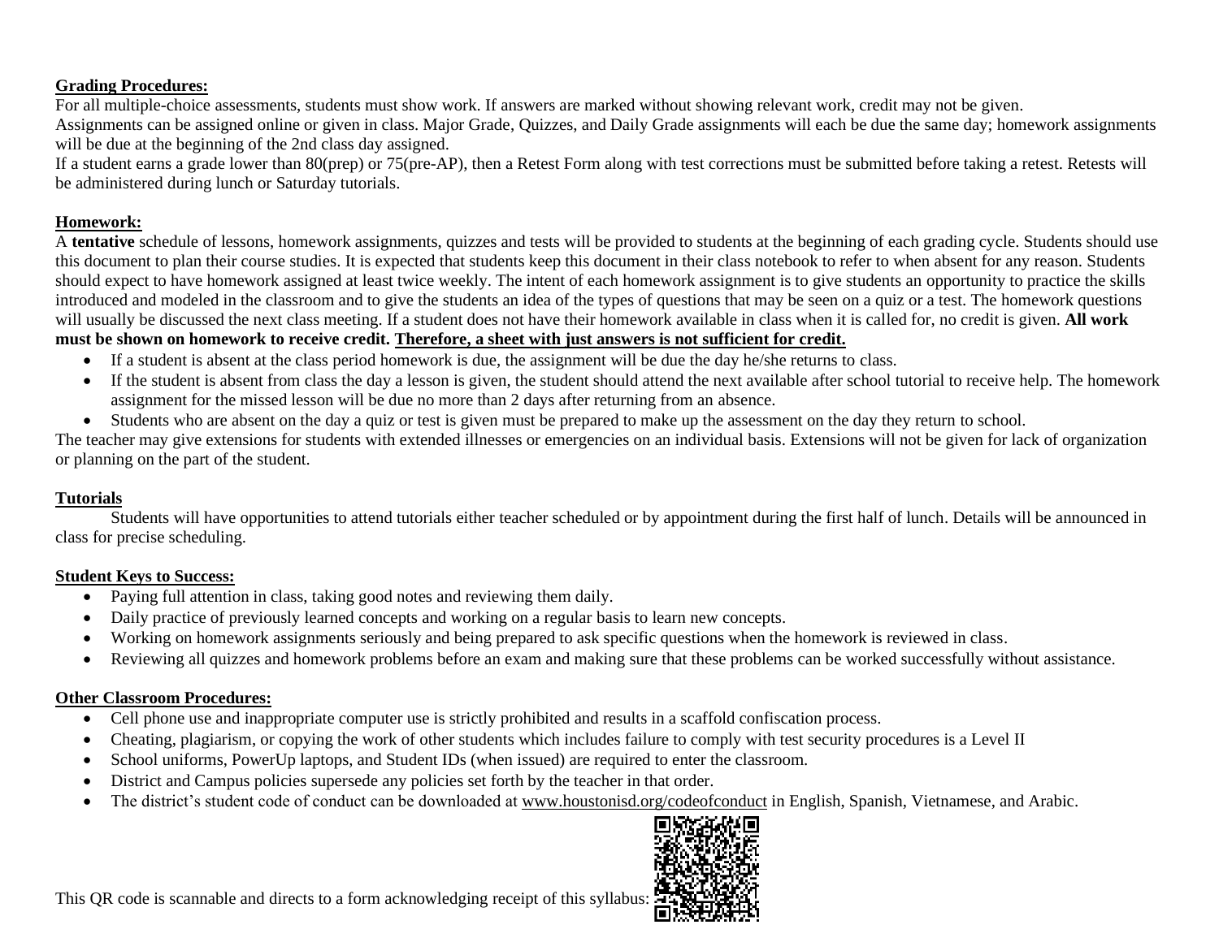**Grading Procedures:**

For all multiple-choice assessments, students must show work. If answers are marked without showing relevant work, credit may not be given.
Assignments can be assigned online or given in class. Major Grade, Quizzes, and Daily Grade assignments will each be due the same day; homework assignments will be due at the beginning of the 2nd class day assigned.
If a student earns a grade lower than 80(prep) or 75(pre-AP), then a Retest Form along with test corrections must be submitted before taking a retest. Retests will be administered during lunch or Saturday tutorials.

**Homework:**

A **tentative** schedule of lessons, homework assignments, quizzes and tests will be provided to students at the beginning of each grading cycle. Students should use this document to plan their course studies. It is expected that students keep this document in their class notebook to refer to when absent for any reason. Students should expect to have homework assigned at least twice weekly. The intent of each homework assignment is to give students an opportunity to practice the skills introduced and modeled in the classroom and to give the students an idea of the types of questions that may be seen on a quiz or a test. The homework questions will usually be discussed the next class meeting. If a student does not have their homework available in class when it is called for, no credit is given. **All work must be shown on homework to receive credit. Therefore, a sheet with just answers is not sufficient for credit.**

- If a student is absent at the class period homework is due, the assignment will be due the day he/she returns to class.
- If the student is absent from class the day a lesson is given, the student should attend the next available after school tutorial to receive help. The homework assignment for the missed lesson will be due no more than 2 days after returning from an absence.
- Students who are absent on the day a quiz or test is given must be prepared to make up the assessment on the day they return to school.

The teacher may give extensions for students with extended illnesses or emergencies on an individual basis. Extensions will not be given for lack of organization or planning on the part of the student.

**Tutorials**

Students will have opportunities to attend tutorials either teacher scheduled or by appointment during the first half of lunch. Details will be announced in class for precise scheduling.

**Student Keys to Success:**

- Paying full attention in class, taking good notes and reviewing them daily.
- Daily practice of previously learned concepts and working on a regular basis to learn new concepts.
- Working on homework assignments seriously and being prepared to ask specific questions when the homework is reviewed in class.
- Reviewing all quizzes and homework problems before an exam and making sure that these problems can be worked successfully without assistance.

**Other Classroom Procedures:**

- Cell phone use and inappropriate computer use is strictly prohibited and results in a scaffold confiscation process.
- Cheating, plagiarism, or copying the work of other students which includes failure to comply with test security procedures is a Level II
- School uniforms, PowerUp laptops, and Student IDs (when issued) are required to enter the classroom.
- District and Campus policies supersede any policies set forth by the teacher in that order.
- The district's student code of conduct can be downloaded at www.houstonisd.org/codeofconduct in English, Spanish, Vietnamese, and Arabic.

This QR code is scannable and directs to a form acknowledging receipt of this syllabus: